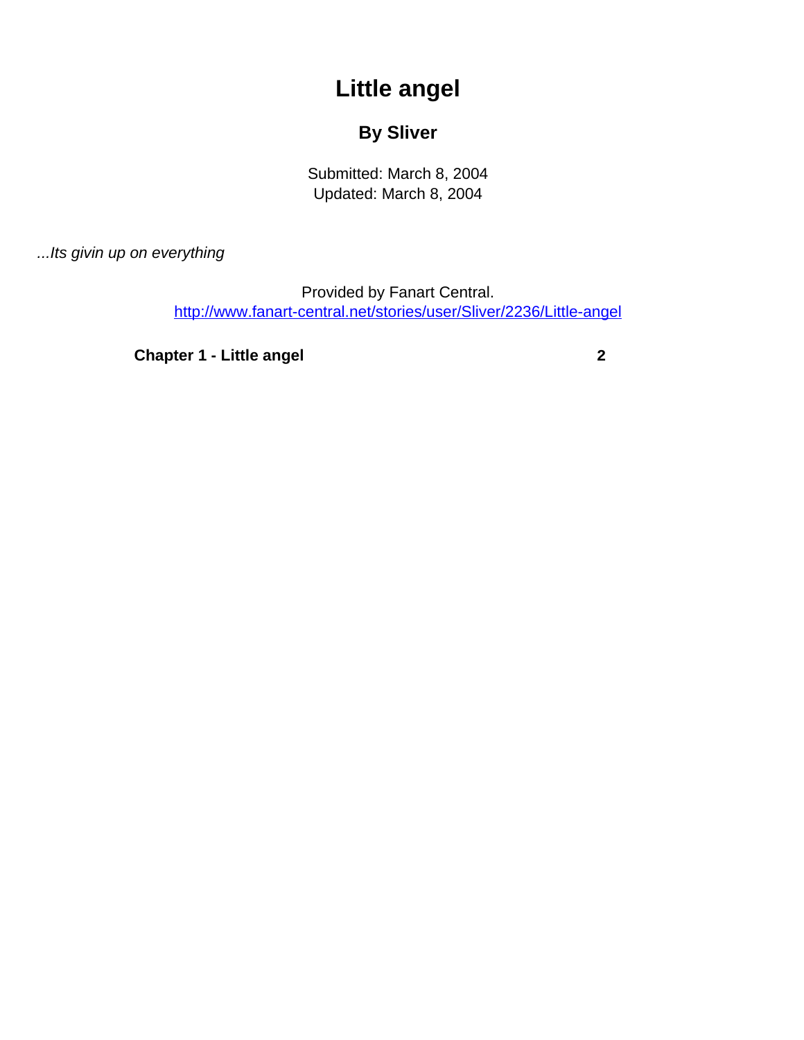# Little angel

### By Sliver

Submitted: March 8, 2004
Updated: March 8, 2004

*...Its givin up on everything*

Provided by Fanart Central.
http://www.fanart-central.net/stories/user/Sliver/2236/Little-angel

**Chapter 1 - Little angel** **2**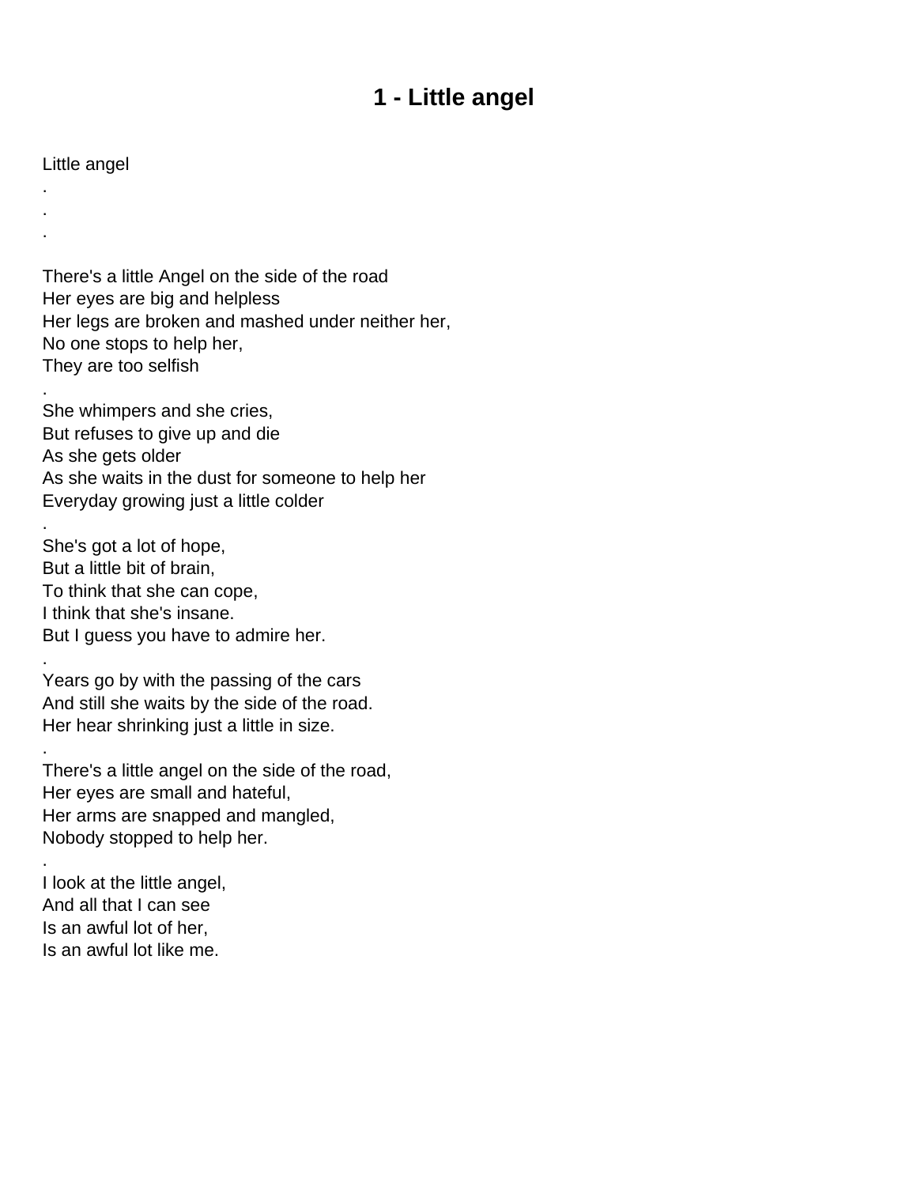# 1 - Little angel

Little angel

.

.

.

There's a little Angel on the side of the road
Her eyes are big and helpless
Her legs are broken and mashed under neither her,
No one stops to help her,
They are too selfish

.

She whimpers and she cries,
But refuses to give up and die
As she gets older
As she waits in the dust for someone to help her
Everyday growing just a little colder

.

She's got a lot of hope,
But a little bit of brain,
To think that she can cope,
I think that she's insane.
But I guess you have to admire her.

.

Years go by with the passing of the cars
And still she waits by the side of the road.
Her hear shrinking just a little in size.

.

There's a little angel on the side of the road,
Her eyes are small and hateful,
Her arms are snapped and mangled,
Nobody stopped to help her.

.

I look at the little angel,
And all that I can see
Is an awful lot of her,
Is an awful lot like me.